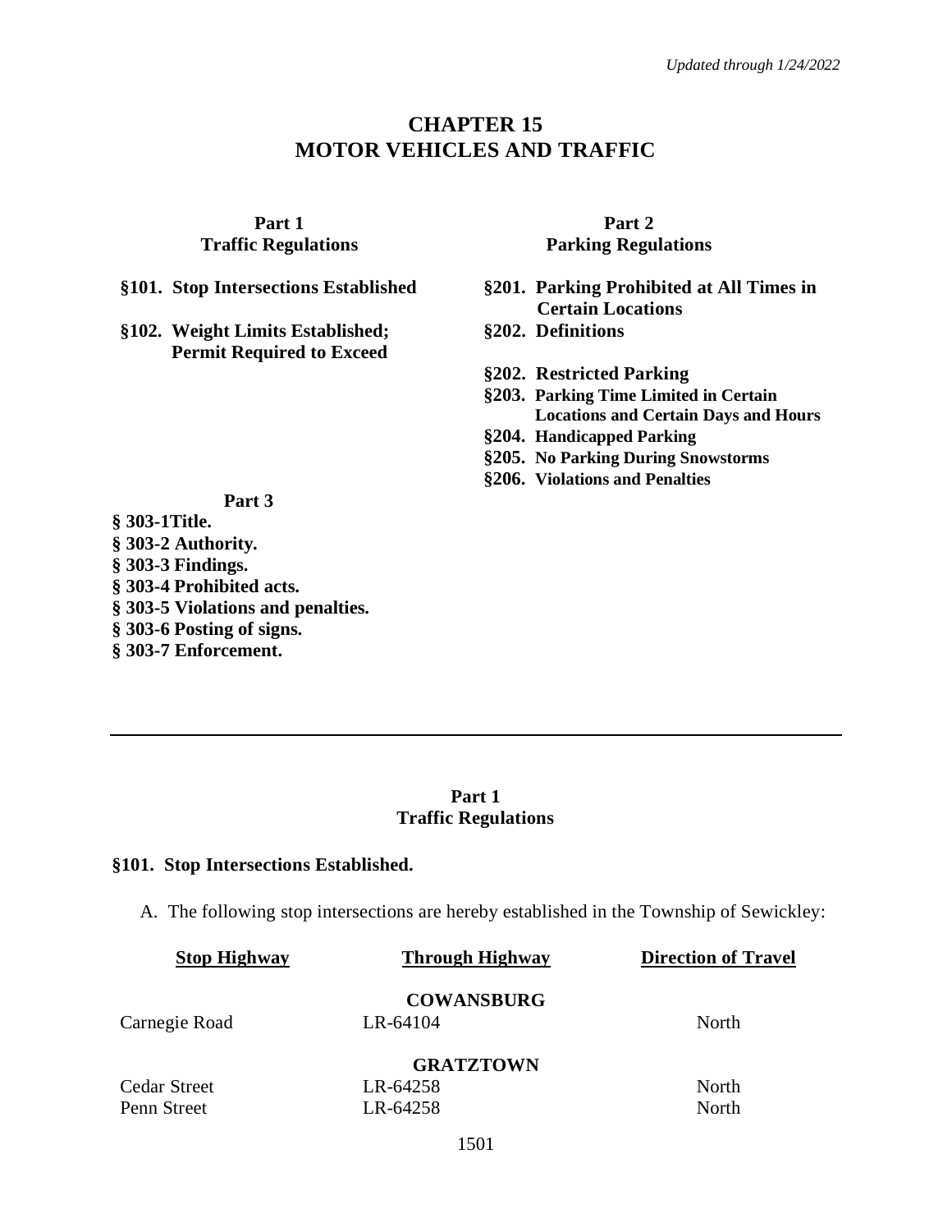*Updated through 1/24/2022*

# CHAPTER 15
# MOTOR VEHICLES AND TRAFFIC

**Part 1**
**Traffic Regulations**

**§101. Stop Intersections Established**

**§102. Weight Limits Established; Permit Required to Exceed**

**Part 2**
**Parking Regulations**

**§201. Parking Prohibited at All Times in Certain Locations**
**§202. Definitions**

**§202. Restricted Parking**
**§203. Parking Time Limited in Certain Locations and Certain Days and Hours**
**§204. Handicapped Parking**
**§205. No Parking During Snowstorms**
**§206. Violations and Penalties**

**Part 3**

**§ 303-1Title.**
**§ 303-2 Authority.**
**§ 303-3 Findings.**
**§ 303-4 Prohibited acts.**
**§ 303-5 Violations and penalties.**
**§ 303-6 Posting of signs.**
**§ 303-7 Enforcement.**

---

## Part 1
## Traffic Regulations

### §101. Stop Intersections Established.

A. The following stop intersections are hereby established in the Township of Sewickley:

| Stop Highway | Through Highway | Direction of Travel |
|---|---|---|
| | **COWANSBURG** | |
| Carnegie Road | LR-64104 | North |
| | **GRATZTOWN** | |
| Cedar Street | LR-64258 | North |
| Penn Street | LR-64258 | North |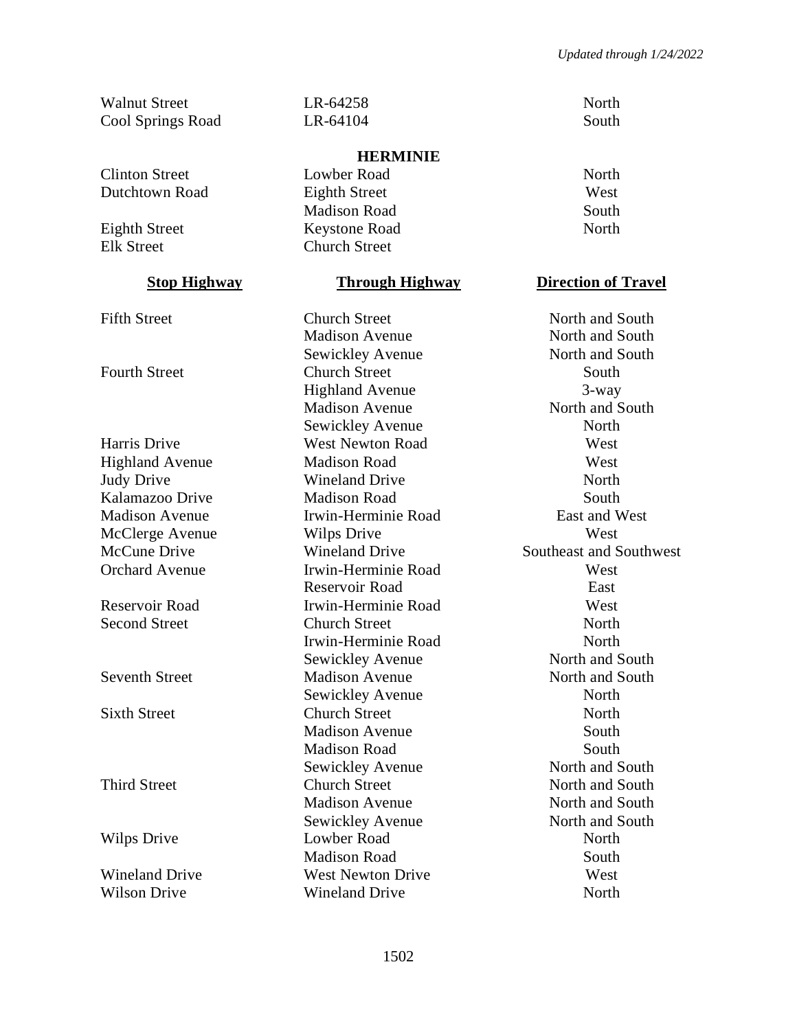*Updated through 1/24/2022*

| | | |
|---|---|---|
| Walnut Street | LR-64258 | North |
| Cool Springs Road | LR-64104 | South |

## HERMINIE

| Stop Highway | Through Highway | Direction of Travel |
|---|---|---|
| Clinton Street | Lowber Road | North |
| Dutchtown Road | Eighth Street | West |
| | Madison Road | South |
| Eighth Street | Keystone Road | North |
| Elk Street | Church Street | |
| Fifth Street | Church Street | North and South |
| | Madison Avenue | North and South |
| | Sewickley Avenue | North and South |
| Fourth Street | Church Street | South |
| | Highland Avenue | 3-way |
| | Madison Avenue | North and South |
| | Sewickley Avenue | North |
| Harris Drive | West Newton Road | West |
| Highland Avenue | Madison Road | West |
| Judy Drive | Wineland Drive | North |
| Kalamazoo Drive | Madison Road | South |
| Madison Avenue | Irwin-Herminie Road | East and West |
| McClerge Avenue | Wilps Drive | West |
| McCune Drive | Wineland Drive | Southeast and Southwest |
| Orchard Avenue | Irwin-Herminie Road | West |
| | Reservoir Road | East |
| Reservoir Road | Irwin-Herminie Road | West |
| Second Street | Church Street | North |
| | Irwin-Herminie Road | North |
| | Sewickley Avenue | North and South |
| Seventh Street | Madison Avenue | North and South |
| | Sewickley Avenue | North |
| Sixth Street | Church Street | North |
| | Madison Avenue | South |
| | Madison Road | South |
| | Sewickley Avenue | North and South |
| Third Street | Church Street | North and South |
| | Madison Avenue | North and South |
| | Sewickley Avenue | North and South |
| Wilps Drive | Lowber Road | North |
| | Madison Road | South |
| Wineland Drive | West Newton Drive | West |
| Wilson Drive | Wineland Drive | North |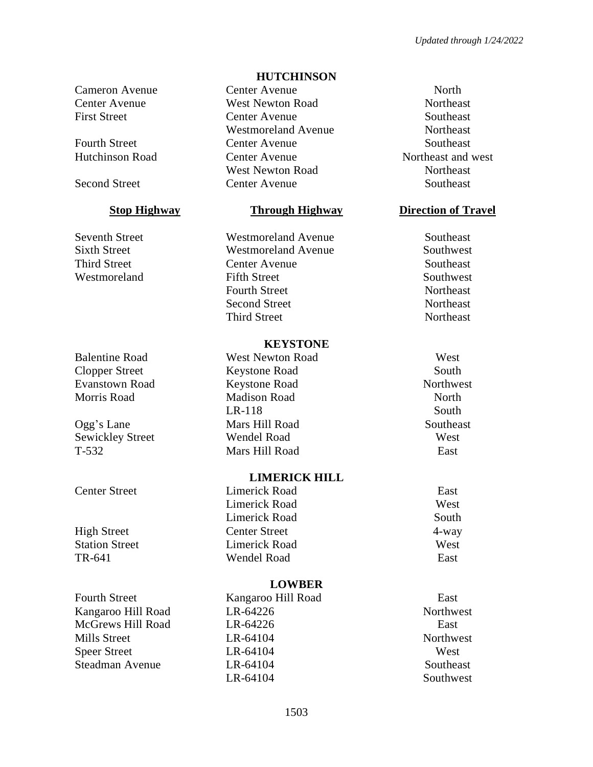*Updated through 1/24/2022*

| Stop Highway | Through Highway | Direction of Travel |
|---|---|---|
| | **HUTCHINSON** | |
| Cameron Avenue | Center Avenue | North |
| Center Avenue | West Newton Road | Northeast |
| First Street | Center Avenue | Southeast |
| | Westmoreland Avenue | Northeast |
| Fourth Street | Center Avenue | Southeast |
| Hutchinson Road | Center Avenue | Northeast and west |
| | West Newton Road | Northeast |
| Second Street | Center Avenue | Southeast |
| Seventh Street | Westmoreland Avenue | Southeast |
| Sixth Street | Westmoreland Avenue | Southwest |
| Third Street | Center Avenue | Southeast |
| Westmoreland | Fifth Street | Southwest |
| | Fourth Street | Northeast |
| | Second Street | Northeast |
| | Third Street | Northeast |
| | **KEYSTONE** | |
| Balentine Road | West Newton Road | West |
| Clopper Street | Keystone Road | South |
| Evanstown Road | Keystone Road | Northwest |
| Morris Road | Madison Road | North |
| | LR-118 | South |
| Ogg's Lane | Mars Hill Road | Southeast |
| Sewickley Street | Wendel Road | West |
| T-532 | Mars Hill Road | East |
| | **LIMERICK HILL** | |
| Center Street | Limerick Road | East |
| | Limerick Road | West |
| | Limerick Road | South |
| High Street | Center Street | 4-way |
| Station Street | Limerick Road | West |
| TR-641 | Wendel Road | East |
| | **LOWBER** | |
| Fourth Street | Kangaroo Hill Road | East |
| Kangaroo Hill Road | LR-64226 | Northwest |
| McGrews Hill Road | LR-64226 | East |
| Mills Street | LR-64104 | Northwest |
| Speer Street | LR-64104 | West |
| Steadman Avenue | LR-64104 | Southeast |
| | LR-64104 | Southwest |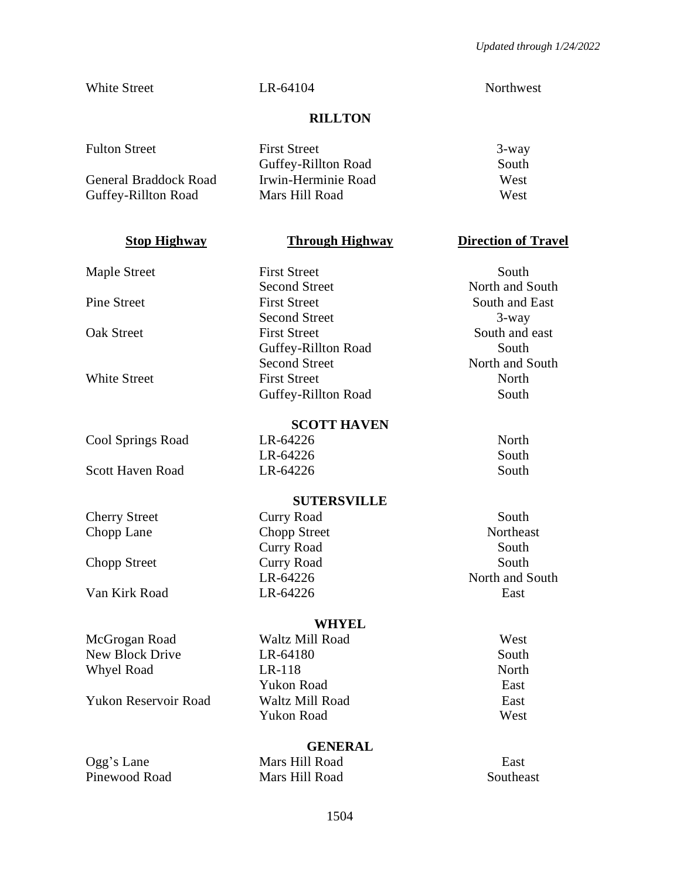*Updated through 1/24/2022*

| Stop Highway | Through Highway | Direction of Travel |
|---|---|---|
| White Street | LR-64104 | Northwest |
| | **RILLTON** | |
| Fulton Street | First Street | 3-way |
| | Guffey-Rillton Road | South |
| General Braddock Road | Irwin-Herminie Road | West |
| Guffey-Rillton Road | Mars Hill Road | West |

| Stop Highway | Through Highway | Direction of Travel |
|---|---|---|
| Maple Street | First Street | South |
| | Second Street | North and South |
| Pine Street | First Street | South and East |
| | Second Street | 3-way |
| Oak Street | First Street | South and east |
| | Guffey-Rillton Road | South |
| | Second Street | North and South |
| White Street | First Street | North |
| | Guffey-Rillton Road | South |
| | **SCOTT HAVEN** | |
| Cool Springs Road | LR-64226 | North |
| | LR-64226 | South |
| Scott Haven Road | LR-64226 | South |
| | **SUTERSVILLE** | |
| Cherry Street | Curry Road | South |
| Chopp Lane | Chopp Street | Northeast |
| | Curry Road | South |
| Chopp Street | Curry Road | South |
| | LR-64226 | North and South |
| Van Kirk Road | LR-64226 | East |
| | **WHYEL** | |
| McGrogan Road | Waltz Mill Road | West |
| New Block Drive | LR-64180 | South |
| Whyel Road | LR-118 | North |
| | Yukon Road | East |
| Yukon Reservoir Road | Waltz Mill Road | East |
| | Yukon Road | West |
| | **GENERAL** | |
| Ogg's Lane | Mars Hill Road | East |
| Pinewood Road | Mars Hill Road | Southeast |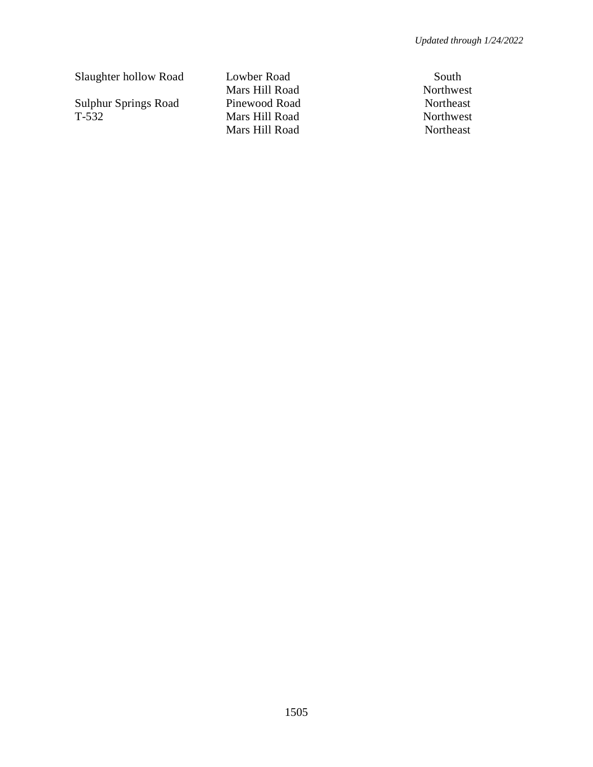| | | |
|---|---|---|
| Slaughter hollow Road | Lowber Road | South |
| | Mars Hill Road | Northwest |
| Sulphur Springs Road | Pinewood Road | Northeast |
| T-532 | Mars Hill Road | Northwest |
| | Mars Hill Road | Northeast |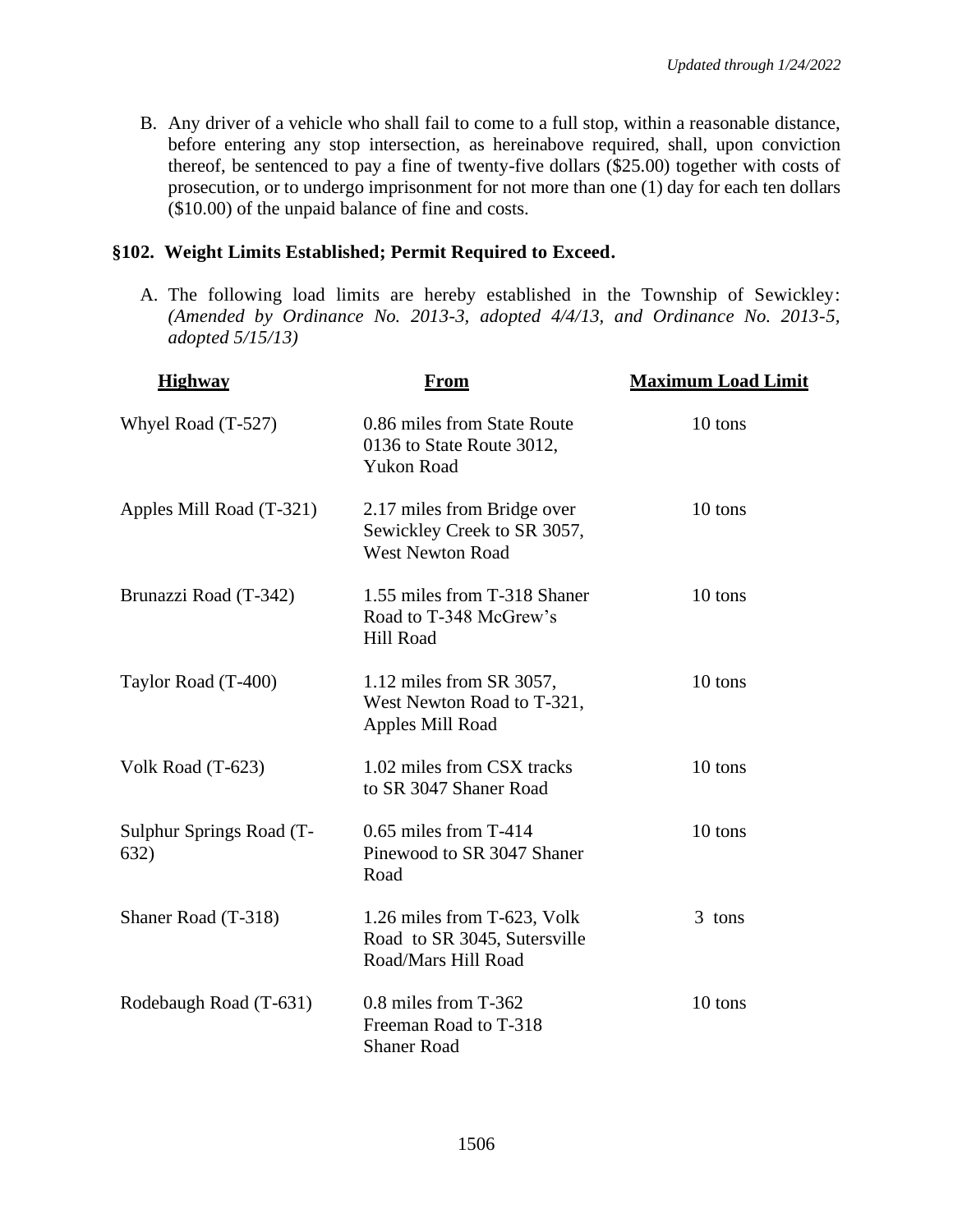B. Any driver of a vehicle who shall fail to come to a full stop, within a reasonable distance, before entering any stop intersection, as hereinabove required, shall, upon conviction thereof, be sentenced to pay a fine of twenty-five dollars ($25.00) together with costs of prosecution, or to undergo imprisonment for not more than one (1) day for each ten dollars ($10.00) of the unpaid balance of fine and costs.

### §102. Weight Limits Established; Permit Required to Exceed.

A. The following load limits are hereby established in the Township of Sewickley: *(Amended by Ordinance No. 2013-3, adopted 4/4/13, and Ordinance No. 2013-5, adopted 5/15/13)*

| Highway | From | Maximum Load Limit |
|---|---|---|
| Whyel Road (T-527) | 0.86 miles from State Route 0136 to State Route 3012, Yukon Road | 10 tons |
| Apples Mill Road (T-321) | 2.17 miles from Bridge over Sewickley Creek to SR 3057, West Newton Road | 10 tons |
| Brunazzi Road (T-342) | 1.55 miles from T-318 Shaner Road to T-348 McGrew's Hill Road | 10 tons |
| Taylor Road (T-400) | 1.12 miles from SR 3057, West Newton Road to T-321, Apples Mill Road | 10 tons |
| Volk Road (T-623) | 1.02 miles from CSX tracks to SR 3047 Shaner Road | 10 tons |
| Sulphur Springs Road (T-632) | 0.65 miles from T-414 Pinewood to SR 3047 Shaner Road | 10 tons |
| Shaner Road (T-318) | 1.26 miles from T-623, Volk Road to SR 3045, Sutersville Road/Mars Hill Road | 3 tons |
| Rodebaugh Road (T-631) | 0.8 miles from T-362 Freeman Road to T-318 Shaner Road | 10 tons |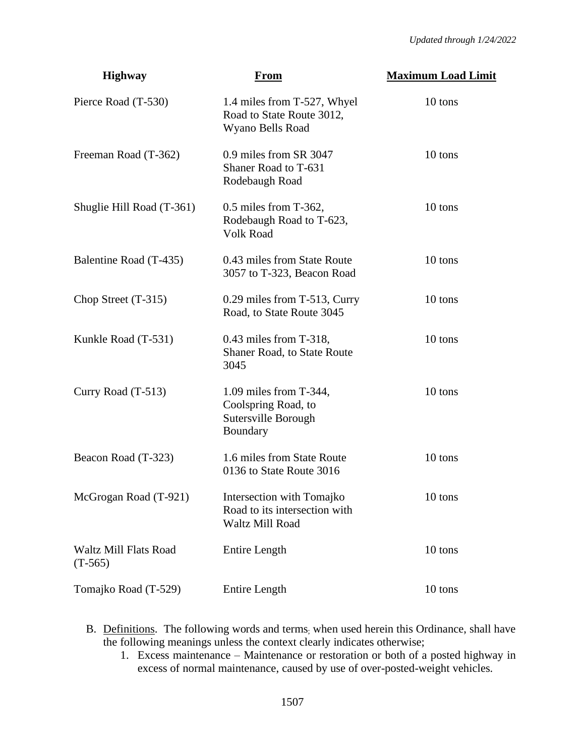| Highway | From | Maximum Load Limit |
|---|---|---|
| Pierce Road (T-530) | 1.4 miles from T-527, Whyel Road to State Route 3012, Wyano Bells Road | 10 tons |
| Freeman Road (T-362) | 0.9 miles from SR 3047 Shaner Road to T-631 Rodebaugh Road | 10 tons |
| Shuglie Hill Road (T-361) | 0.5 miles from T-362, Rodebaugh Road to T-623, Volk Road | 10 tons |
| Balentine Road (T-435) | 0.43 miles from State Route 3057 to T-323, Beacon Road | 10 tons |
| Chop Street (T-315) | 0.29 miles from T-513, Curry Road, to State Route 3045 | 10 tons |
| Kunkle Road (T-531) | 0.43 miles from T-318, Shaner Road, to State Route 3045 | 10 tons |
| Curry Road (T-513) | 1.09 miles from T-344, Coolspring Road, to Sutersville Borough Boundary | 10 tons |
| Beacon Road (T-323) | 1.6 miles from State Route 0136 to State Route 3016 | 10 tons |
| McGrogan Road (T-921) | Intersection with Tomajko Road to its intersection with Waltz Mill Road | 10 tons |
| Waltz Mill Flats Road (T-565) | Entire Length | 10 tons |
| Tomajko Road (T-529) | Entire Length | 10 tons |

B. Definitions. The following words and terms, when used herein this Ordinance, shall have the following meanings unless the context clearly indicates otherwise;

1. Excess maintenance – Maintenance or restoration or both of a posted highway in excess of normal maintenance, caused by use of over-posted-weight vehicles.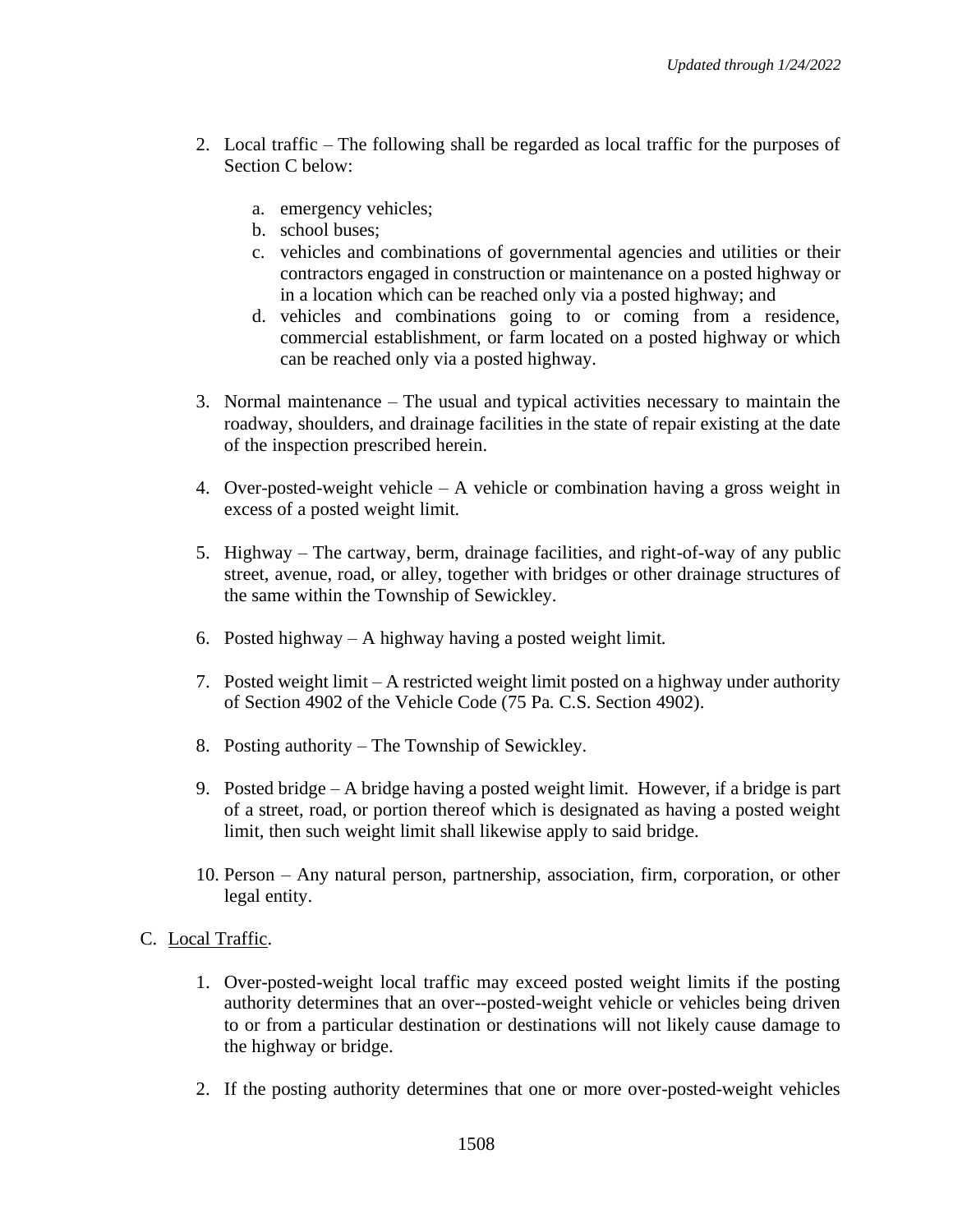2. Local traffic – The following shall be regarded as local traffic for the purposes of Section C below:

    a. emergency vehicles;
    b. school buses;
    c. vehicles and combinations of governmental agencies and utilities or their contractors engaged in construction or maintenance on a posted highway or in a location which can be reached only via a posted highway; and
    d. vehicles and combinations going to or coming from a residence, commercial establishment, or farm located on a posted highway or which can be reached only via a posted highway.

3. Normal maintenance – The usual and typical activities necessary to maintain the roadway, shoulders, and drainage facilities in the state of repair existing at the date of the inspection prescribed herein.

4. Over-posted-weight vehicle – A vehicle or combination having a gross weight in excess of a posted weight limit.

5. Highway – The cartway, berm, drainage facilities, and right-of-way of any public street, avenue, road, or alley, together with bridges or other drainage structures of the same within the Township of Sewickley.

6. Posted highway – A highway having a posted weight limit.

7. Posted weight limit – A restricted weight limit posted on a highway under authority of Section 4902 of the Vehicle Code (75 Pa. C.S. Section 4902).

8. Posting authority – The Township of Sewickley.

9. Posted bridge – A bridge having a posted weight limit. However, if a bridge is part of a street, road, or portion thereof which is designated as having a posted weight limit, then such weight limit shall likewise apply to said bridge.

10. Person – Any natural person, partnership, association, firm, corporation, or other legal entity.

C. Local Traffic.

1. Over-posted-weight local traffic may exceed posted weight limits if the posting authority determines that an over--posted-weight vehicle or vehicles being driven to or from a particular destination or destinations will not likely cause damage to the highway or bridge.

2. If the posting authority determines that one or more over-posted-weight vehicles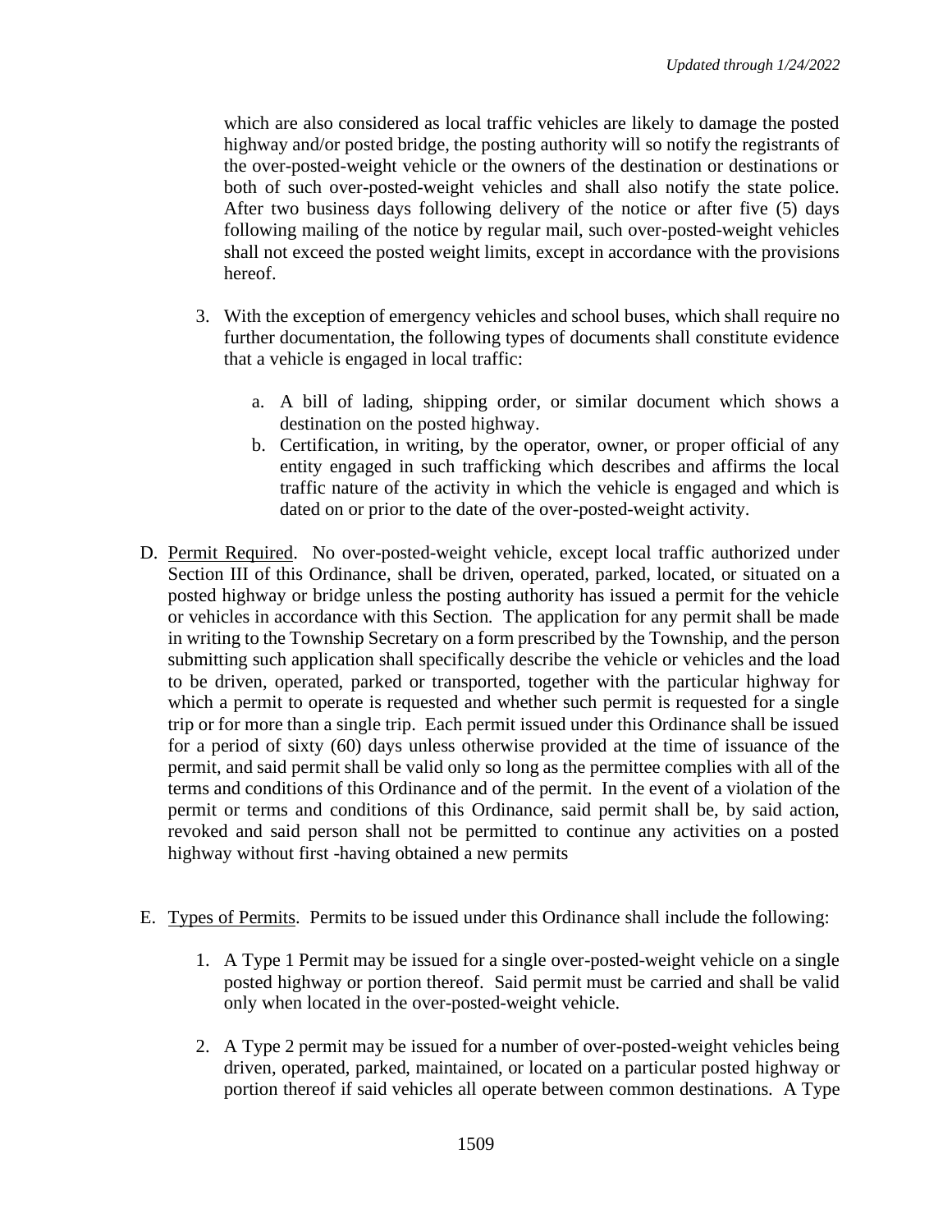which are also considered as local traffic vehicles are likely to damage the posted highway and/or posted bridge, the posting authority will so notify the registrants of the over-posted-weight vehicle or the owners of the destination or destinations or both of such over-posted-weight vehicles and shall also notify the state police. After two business days following delivery of the notice or after five (5) days following mailing of the notice by regular mail, such over-posted-weight vehicles shall not exceed the posted weight limits, except in accordance with the provisions hereof.

3. With the exception of emergency vehicles and school buses, which shall require no further documentation, the following types of documents shall constitute evidence that a vehicle is engaged in local traffic:

   a. A bill of lading, shipping order, or similar document which shows a destination on the posted highway.
   b. Certification, in writing, by the operator, owner, or proper official of any entity engaged in such trafficking which describes and affirms the local traffic nature of the activity in which the vehicle is engaged and which is dated on or prior to the date of the over-posted-weight activity.

D. Permit Required. No over-posted-weight vehicle, except local traffic authorized under Section III of this Ordinance, shall be driven, operated, parked, located, or situated on a posted highway or bridge unless the posting authority has issued a permit for the vehicle or vehicles in accordance with this Section. The application for any permit shall be made in writing to the Township Secretary on a form prescribed by the Township, and the person submitting such application shall specifically describe the vehicle or vehicles and the load to be driven, operated, parked or transported, together with the particular highway for which a permit to operate is requested and whether such permit is requested for a single trip or for more than a single trip. Each permit issued under this Ordinance shall be issued for a period of sixty (60) days unless otherwise provided at the time of issuance of the permit, and said permit shall be valid only so long as the permittee complies with all of the terms and conditions of this Ordinance and of the permit. In the event of a violation of the permit or terms and conditions of this Ordinance, said permit shall be, by said action, revoked and said person shall not be permitted to continue any activities on a posted highway without first -having obtained a new permits

E. Types of Permits. Permits to be issued under this Ordinance shall include the following:

1. A Type 1 Permit may be issued for a single over-posted-weight vehicle on a single posted highway or portion thereof. Said permit must be carried and shall be valid only when located in the over-posted-weight vehicle.

2. A Type 2 permit may be issued for a number of over-posted-weight vehicles being driven, operated, parked, maintained, or located on a particular posted highway or portion thereof if said vehicles all operate between common destinations. A Type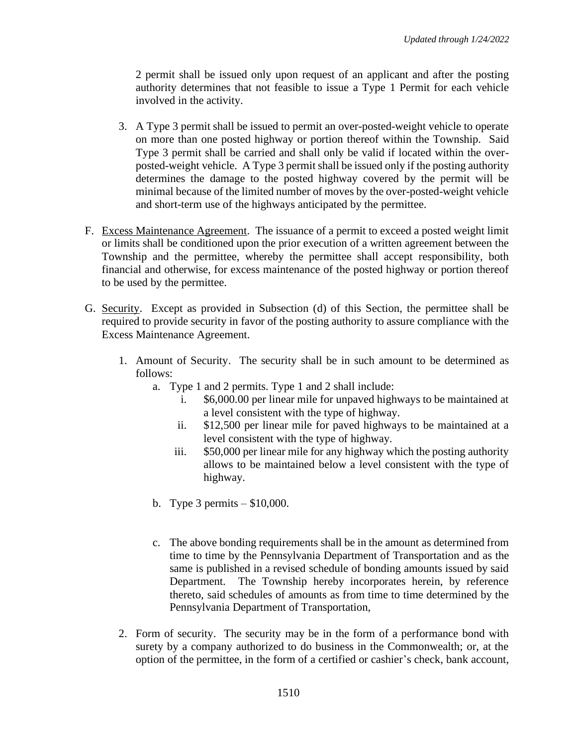2 permit shall be issued only upon request of an applicant and after the posting authority determines that not feasible to issue a Type 1 Permit for each vehicle involved in the activity.

3. A Type 3 permit shall be issued to permit an over-posted-weight vehicle to operate on more than one posted highway or portion thereof within the Township. Said Type 3 permit shall be carried and shall only be valid if located within the over-posted-weight vehicle. A Type 3 permit shall be issued only if the posting authority determines the damage to the posted highway covered by the permit will be minimal because of the limited number of moves by the over-posted-weight vehicle and short-term use of the highways anticipated by the permittee.

F. Excess Maintenance Agreement. The issuance of a permit to exceed a posted weight limit or limits shall be conditioned upon the prior execution of a written agreement between the Township and the permittee, whereby the permittee shall accept responsibility, both financial and otherwise, for excess maintenance of the posted highway or portion thereof to be used by the permittee.

G. Security. Except as provided in Subsection (d) of this Section, the permittee shall be required to provide security in favor of the posting authority to assure compliance with the Excess Maintenance Agreement.

1. Amount of Security. The security shall be in such amount to be determined as follows:
   a. Type 1 and 2 permits. Type 1 and 2 shall include:
      i. $6,000.00 per linear mile for unpaved highways to be maintained at a level consistent with the type of highway.
      ii. $12,500 per linear mile for paved highways to be maintained at a level consistent with the type of highway.
      iii. $50,000 per linear mile for any highway which the posting authority allows to be maintained below a level consistent with the type of highway.

   b. Type 3 permits – $10,000.

   c. The above bonding requirements shall be in the amount as determined from time to time by the Pennsylvania Department of Transportation and as the same is published in a revised schedule of bonding amounts issued by said Department. The Township hereby incorporates herein, by reference thereto, said schedules of amounts as from time to time determined by the Pennsylvania Department of Transportation,

2. Form of security. The security may be in the form of a performance bond with surety by a company authorized to do business in the Commonwealth; or, at the option of the permittee, in the form of a certified or cashier's check, bank account,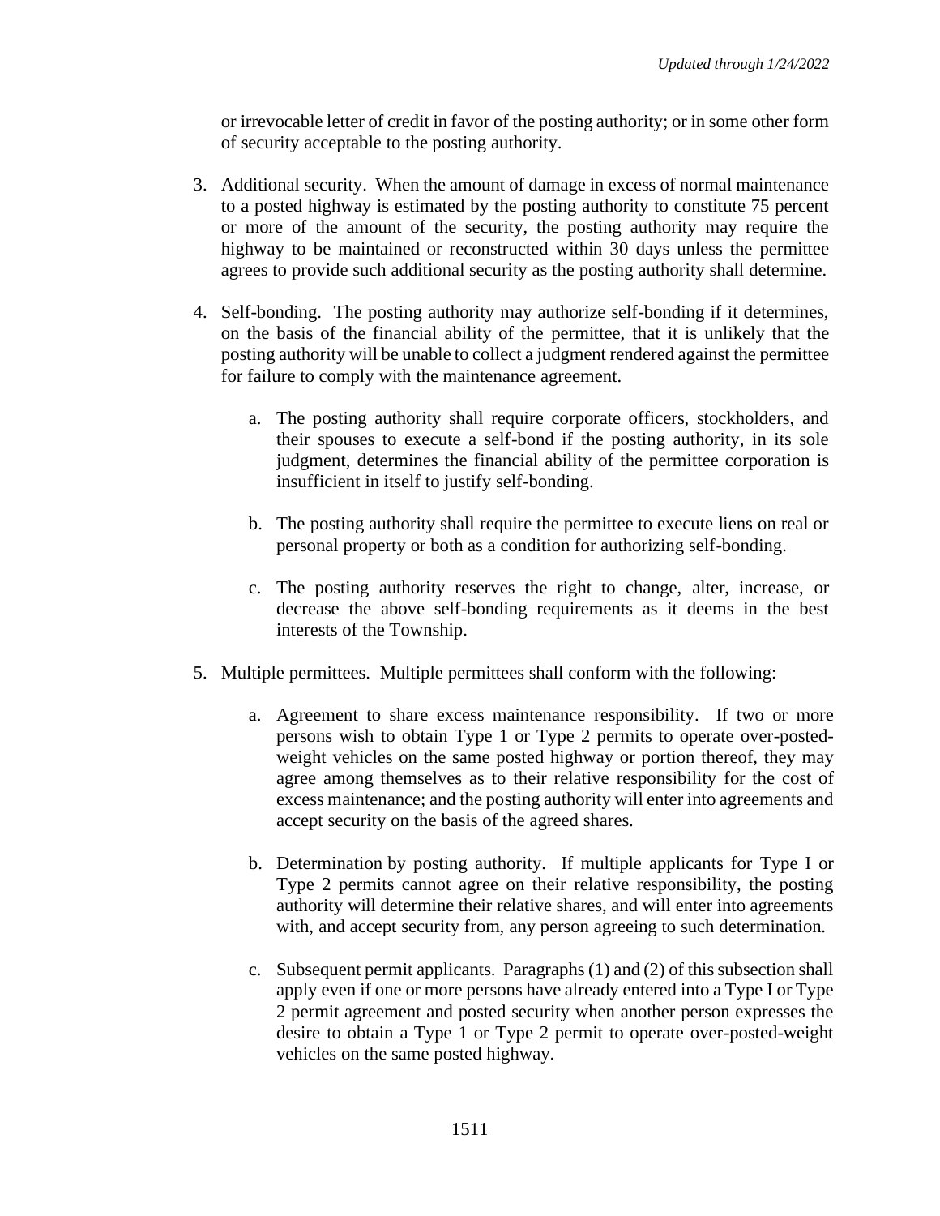or irrevocable letter of credit in favor of the posting authority; or in some other form of security acceptable to the posting authority.

3. Additional security. When the amount of damage in excess of normal maintenance to a posted highway is estimated by the posting authority to constitute 75 percent or more of the amount of the security, the posting authority may require the highway to be maintained or reconstructed within 30 days unless the permittee agrees to provide such additional security as the posting authority shall determine.

4. Self-bonding. The posting authority may authorize self-bonding if it determines, on the basis of the financial ability of the permittee, that it is unlikely that the posting authority will be unable to collect a judgment rendered against the permittee for failure to comply with the maintenance agreement.

    a. The posting authority shall require corporate officers, stockholders, and their spouses to execute a self-bond if the posting authority, in its sole judgment, determines the financial ability of the permittee corporation is insufficient in itself to justify self-bonding.

    b. The posting authority shall require the permittee to execute liens on real or personal property or both as a condition for authorizing self-bonding.

    c. The posting authority reserves the right to change, alter, increase, or decrease the above self-bonding requirements as it deems in the best interests of the Township.

5. Multiple permittees. Multiple permittees shall conform with the following:

    a. Agreement to share excess maintenance responsibility. If two or more persons wish to obtain Type 1 or Type 2 permits to operate over-posted-weight vehicles on the same posted highway or portion thereof, they may agree among themselves as to their relative responsibility for the cost of excess maintenance; and the posting authority will enter into agreements and accept security on the basis of the agreed shares.

    b. Determination by posting authority. If multiple applicants for Type I or Type 2 permits cannot agree on their relative responsibility, the posting authority will determine their relative shares, and will enter into agreements with, and accept security from, any person agreeing to such determination.

    c. Subsequent permit applicants. Paragraphs (1) and (2) of this subsection shall apply even if one or more persons have already entered into a Type I or Type 2 permit agreement and posted security when another person expresses the desire to obtain a Type 1 or Type 2 permit to operate over-posted-weight vehicles on the same posted highway.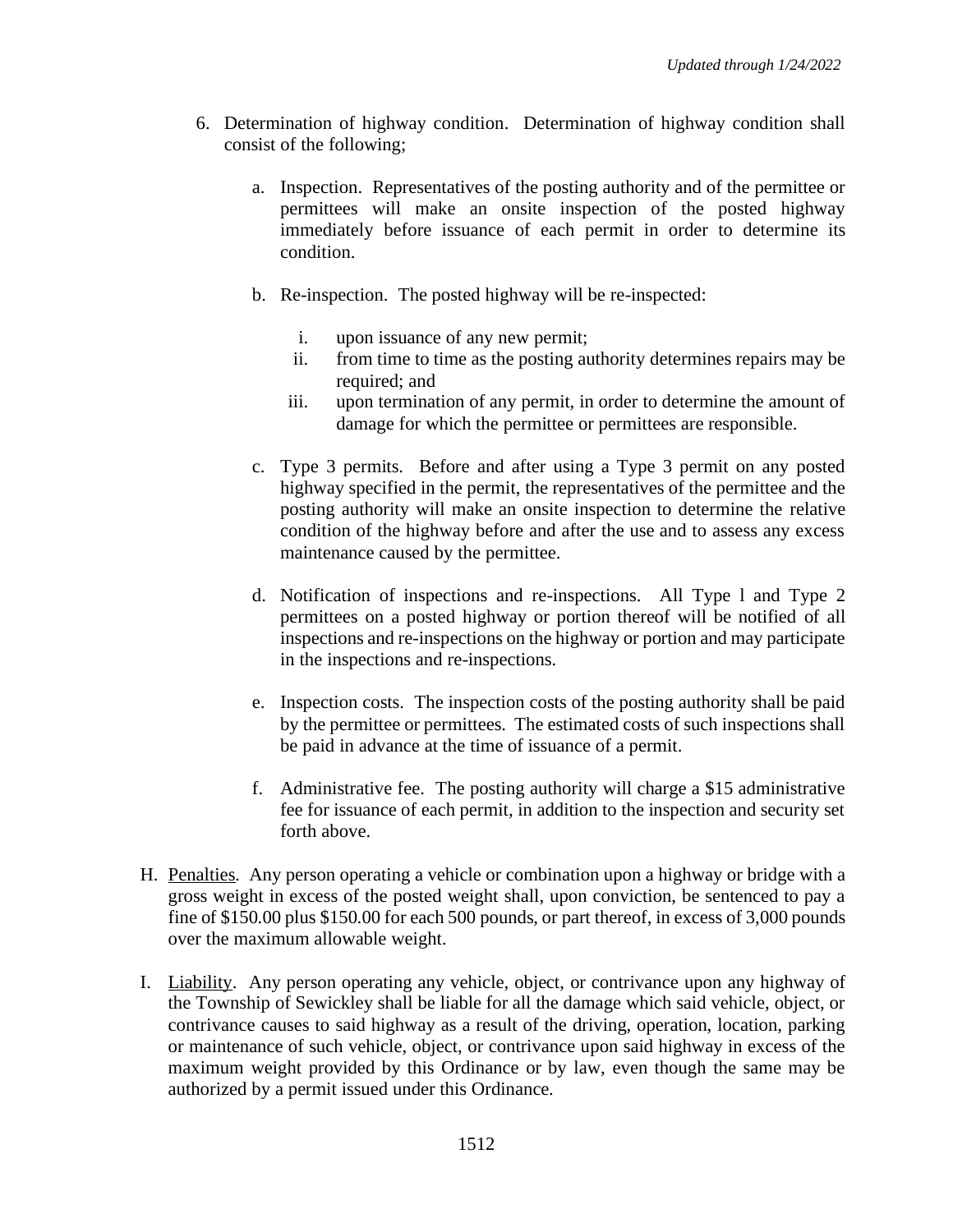6. Determination of highway condition. Determination of highway condition shall consist of the following;

   a. Inspection. Representatives of the posting authority and of the permittee or permittees will make an onsite inspection of the posted highway immediately before issuance of each permit in order to determine its condition.

   b. Re-inspection. The posted highway will be re-inspected:

      i. upon issuance of any new permit;
      ii. from time to time as the posting authority determines repairs may be required; and
      iii. upon termination of any permit, in order to determine the amount of damage for which the permittee or permittees are responsible.

   c. Type 3 permits. Before and after using a Type 3 permit on any posted highway specified in the permit, the representatives of the permittee and the posting authority will make an onsite inspection to determine the relative condition of the highway before and after the use and to assess any excess maintenance caused by the permittee.

   d. Notification of inspections and re-inspections. All Type l and Type 2 permittees on a posted highway or portion thereof will be notified of all inspections and re-inspections on the highway or portion and may participate in the inspections and re-inspections.

   e. Inspection costs. The inspection costs of the posting authority shall be paid by the permittee or permittees. The estimated costs of such inspections shall be paid in advance at the time of issuance of a permit.

   f. Administrative fee. The posting authority will charge a $15 administrative fee for issuance of each permit, in addition to the inspection and security set forth above.

H. Penalties. Any person operating a vehicle or combination upon a highway or bridge with a gross weight in excess of the posted weight shall, upon conviction, be sentenced to pay a fine of $150.00 plus $150.00 for each 500 pounds, or part thereof, in excess of 3,000 pounds over the maximum allowable weight.

I. Liability. Any person operating any vehicle, object, or contrivance upon any highway of the Township of Sewickley shall be liable for all the damage which said vehicle, object, or contrivance causes to said highway as a result of the driving, operation, location, parking or maintenance of such vehicle, object, or contrivance upon said highway in excess of the maximum weight provided by this Ordinance or by law, even though the same may be authorized by a permit issued under this Ordinance.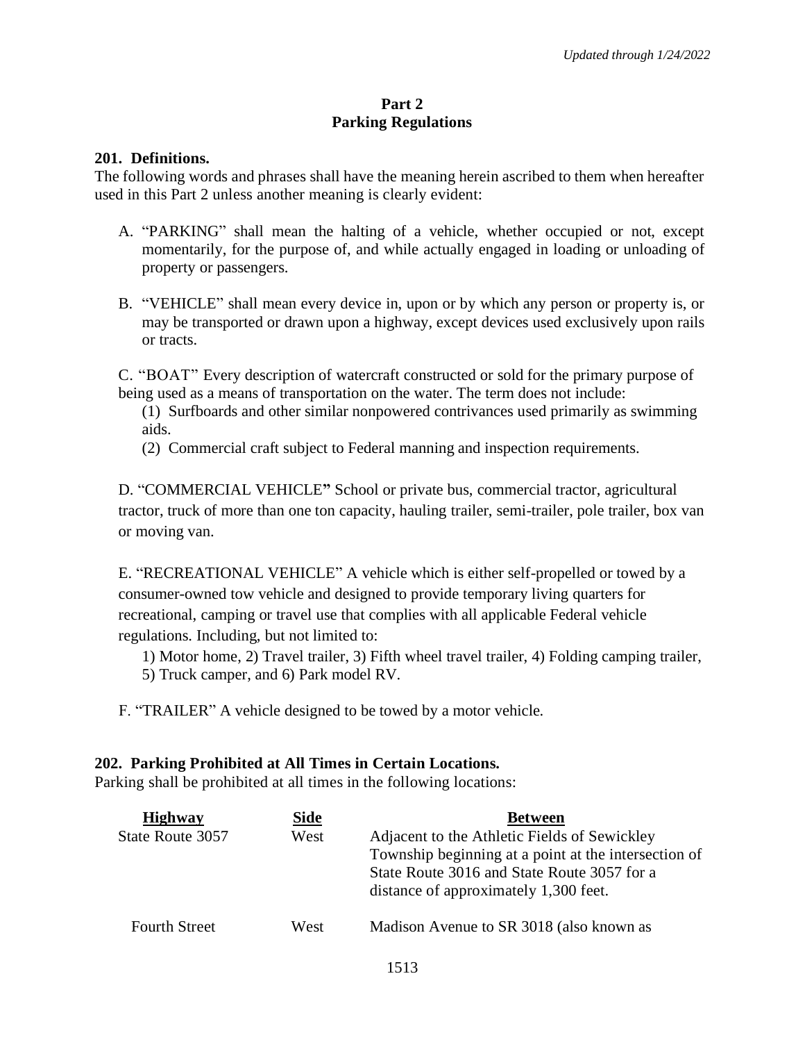# Part 2
# Parking Regulations

### 201. Definitions.

The following words and phrases shall have the meaning herein ascribed to them when hereafter used in this Part 2 unless another meaning is clearly evident:

A. "PARKING" shall mean the halting of a vehicle, whether occupied or not, except momentarily, for the purpose of, and while actually engaged in loading or unloading of property or passengers.

B. "VEHICLE" shall mean every device in, upon or by which any person or property is, or may be transported or drawn upon a highway, except devices used exclusively upon rails or tracts.

C. "BOAT" Every description of watercraft constructed or sold for the primary purpose of being used as a means of transportation on the water. The term does not include:

(1) Surfboards and other similar nonpowered contrivances used primarily as swimming aids.

(2) Commercial craft subject to Federal manning and inspection requirements.

D. "COMMERCIAL VEHICLE**"** School or private bus, commercial tractor, agricultural tractor, truck of more than one ton capacity, hauling trailer, semi-trailer, pole trailer, box van or moving van.

E. "RECREATIONAL VEHICLE" A vehicle which is either self-propelled or towed by a consumer-owned tow vehicle and designed to provide temporary living quarters for recreational, camping or travel use that complies with all applicable Federal vehicle regulations. Including, but not limited to:

1) Motor home, 2) Travel trailer, 3) Fifth wheel travel trailer, 4) Folding camping trailer, 5) Truck camper, and 6) Park model RV.

F. "TRAILER" A vehicle designed to be towed by a motor vehicle.

### 202. Parking Prohibited at All Times in Certain Locations.

Parking shall be prohibited at all times in the following locations:

| Highway | Side | Between |
|---|---|---|
| State Route 3057 | West | Adjacent to the Athletic Fields of Sewickley Township beginning at a point at the intersection of State Route 3016 and State Route 3057 for a distance of approximately 1,300 feet. |
| Fourth Street | West | Madison Avenue to SR 3018 (also known as |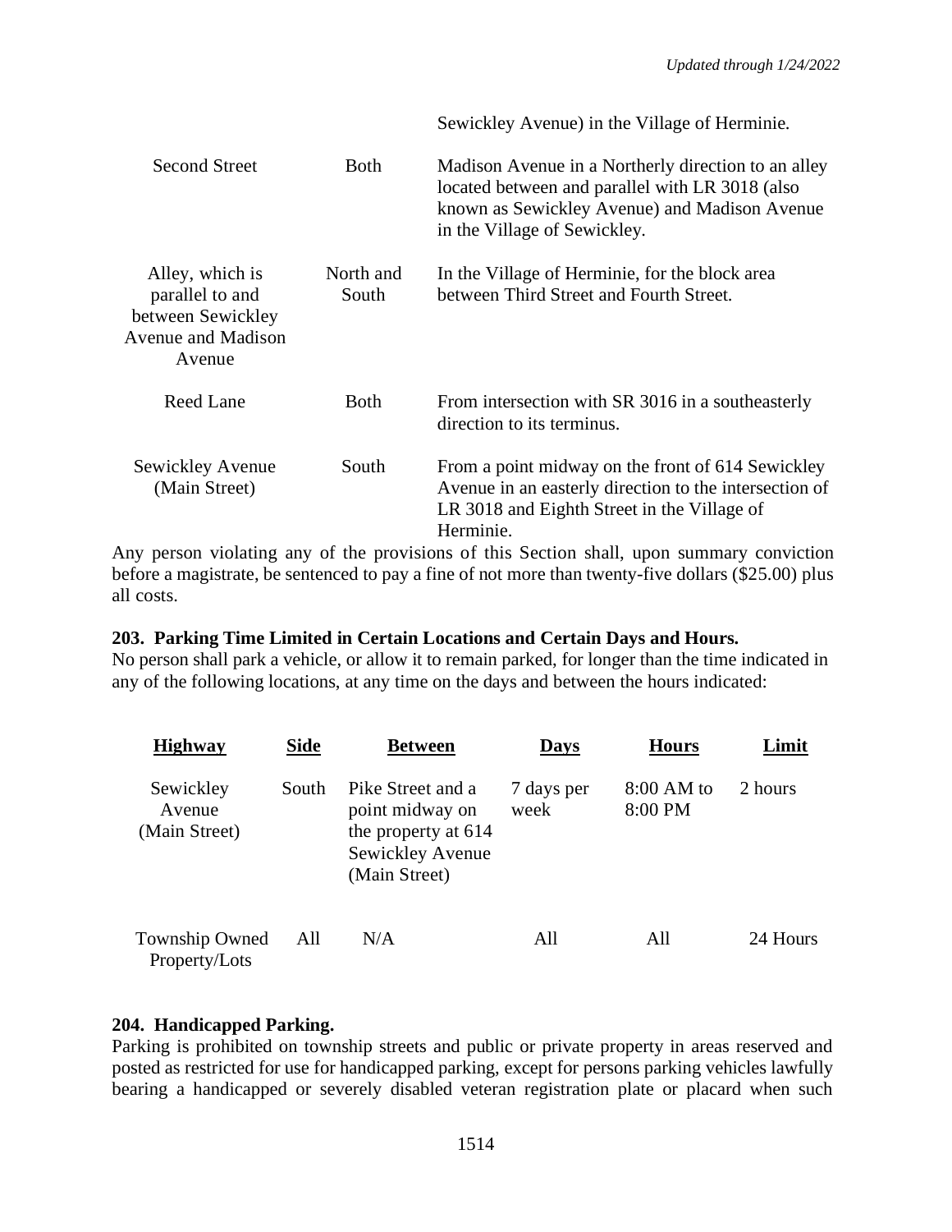| | | Sewickley Avenue) in the Village of Herminie. |
|---|---|---|
| Second Street | Both | Madison Avenue in a Northerly direction to an alley located between and parallel with LR 3018 (also known as Sewickley Avenue) and Madison Avenue in the Village of Sewickley. |
| Alley, which is parallel to and between Sewickley Avenue and Madison Avenue | North and South | In the Village of Herminie, for the block area between Third Street and Fourth Street. |
| Reed Lane | Both | From intersection with SR 3016 in a southeasterly direction to its terminus. |
| Sewickley Avenue (Main Street) | South | From a point midway on the front of 614 Sewickley Avenue in an easterly direction to the intersection of LR 3018 and Eighth Street in the Village of Herminie. |

Any person violating any of the provisions of this Section shall, upon summary conviction before a magistrate, be sentenced to pay a fine of not more than twenty-five dollars ($25.00) plus all costs.

**203. Parking Time Limited in Certain Locations and Certain Days and Hours.**
No person shall park a vehicle, or allow it to remain parked, for longer than the time indicated in any of the following locations, at any time on the days and between the hours indicated:

| Highway | Side | Between | Days | Hours | Limit |
|---|---|---|---|---|---|
| Sewickley Avenue (Main Street) | South | Pike Street and a point midway on the property at 614 Sewickley Avenue (Main Street) | 7 days per week | 8:00 AM to 8:00 PM | 2 hours |
| Township Owned Property/Lots | All | N/A | All | All | 24 Hours |

**204. Handicapped Parking.**
Parking is prohibited on township streets and public or private property in areas reserved and posted as restricted for use for handicapped parking, except for persons parking vehicles lawfully bearing a handicapped or severely disabled veteran registration plate or placard when such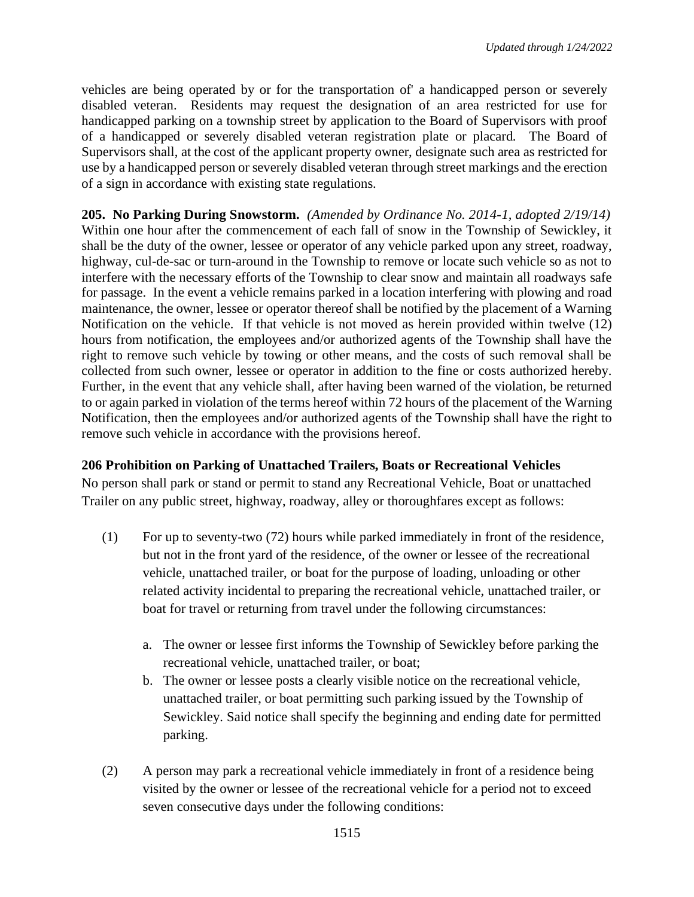vehicles are being operated by or for the transportation of' a handicapped person or severely disabled veteran. Residents may request the designation of an area restricted for use for handicapped parking on a township street by application to the Board of Supervisors with proof of a handicapped or severely disabled veteran registration plate or placard. The Board of Supervisors shall, at the cost of the applicant property owner, designate such area as restricted for use by a handicapped person or severely disabled veteran through street markings and the erection of a sign in accordance with existing state regulations.

**205. No Parking During Snowstorm.** *(Amended by Ordinance No. 2014-1, adopted 2/19/14)* Within one hour after the commencement of each fall of snow in the Township of Sewickley, it shall be the duty of the owner, lessee or operator of any vehicle parked upon any street, roadway, highway, cul-de-sac or turn-around in the Township to remove or locate such vehicle so as not to interfere with the necessary efforts of the Township to clear snow and maintain all roadways safe for passage. In the event a vehicle remains parked in a location interfering with plowing and road maintenance, the owner, lessee or operator thereof shall be notified by the placement of a Warning Notification on the vehicle. If that vehicle is not moved as herein provided within twelve (12) hours from notification, the employees and/or authorized agents of the Township shall have the right to remove such vehicle by towing or other means, and the costs of such removal shall be collected from such owner, lessee or operator in addition to the fine or costs authorized hereby. Further, in the event that any vehicle shall, after having been warned of the violation, be returned to or again parked in violation of the terms hereof within 72 hours of the placement of the Warning Notification, then the employees and/or authorized agents of the Township shall have the right to remove such vehicle in accordance with the provisions hereof.

**206 Prohibition on Parking of Unattached Trailers, Boats or Recreational Vehicles**

No person shall park or stand or permit to stand any Recreational Vehicle, Boat or unattached Trailer on any public street, highway, roadway, alley or thoroughfares except as follows:

(1) For up to seventy-two (72) hours while parked immediately in front of the residence, but not in the front yard of the residence, of the owner or lessee of the recreational vehicle, unattached trailer, or boat for the purpose of loading, unloading or other related activity incidental to preparing the recreational vehicle, unattached trailer, or boat for travel or returning from travel under the following circumstances:

   a. The owner or lessee first informs the Township of Sewickley before parking the recreational vehicle, unattached trailer, or boat;
   b. The owner or lessee posts a clearly visible notice on the recreational vehicle, unattached trailer, or boat permitting such parking issued by the Township of Sewickley. Said notice shall specify the beginning and ending date for permitted parking.

(2) A person may park a recreational vehicle immediately in front of a residence being visited by the owner or lessee of the recreational vehicle for a period not to exceed seven consecutive days under the following conditions: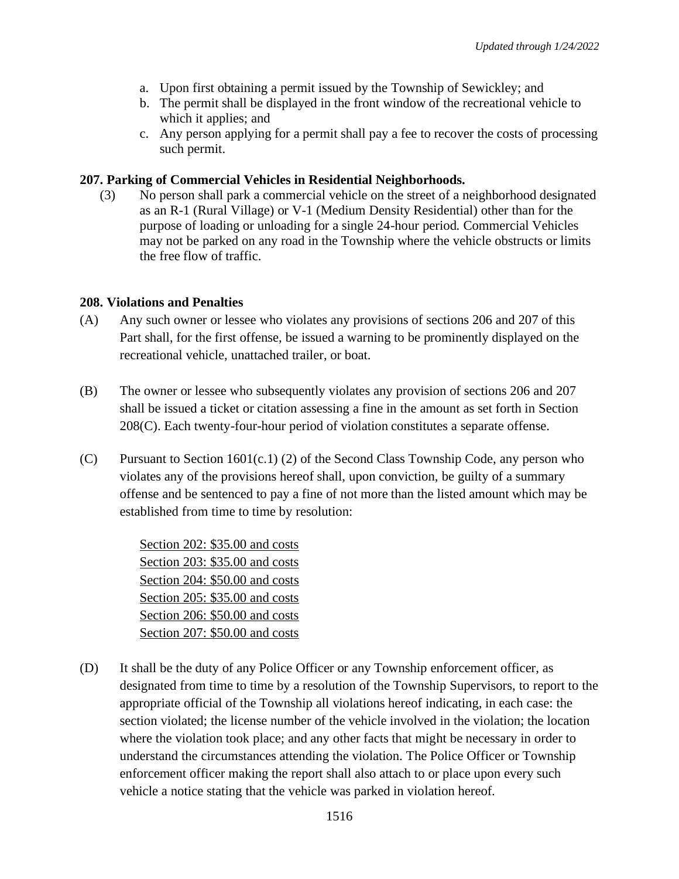a. Upon first obtaining a permit issued by the Township of Sewickley; and
b. The permit shall be displayed in the front window of the recreational vehicle to which it applies; and
c. Any person applying for a permit shall pay a fee to recover the costs of processing such permit.

**207. Parking of Commercial Vehicles in Residential Neighborhoods.**

(3) No person shall park a commercial vehicle on the street of a neighborhood designated as an R-1 (Rural Village) or V-1 (Medium Density Residential) other than for the purpose of loading or unloading for a single 24-hour period. Commercial Vehicles may not be parked on any road in the Township where the vehicle obstructs or limits the free flow of traffic.

**208. Violations and Penalties**

(A) Any such owner or lessee who violates any provisions of sections 206 and 207 of this Part shall, for the first offense, be issued a warning to be prominently displayed on the recreational vehicle, unattached trailer, or boat.

(B) The owner or lessee who subsequently violates any provision of sections 206 and 207 shall be issued a ticket or citation assessing a fine in the amount as set forth in Section 208(C). Each twenty-four-hour period of violation constitutes a separate offense.

(C) Pursuant to Section 1601(c.1) (2) of the Second Class Township Code, any person who violates any of the provisions hereof shall, upon conviction, be guilty of a summary offense and be sentenced to pay a fine of not more than the listed amount which may be established from time to time by resolution:

Section 202: $35.00 and costs
Section 203: $35.00 and costs
Section 204: $50.00 and costs
Section 205: $35.00 and costs
Section 206: $50.00 and costs
Section 207: $50.00 and costs

(D) It shall be the duty of any Police Officer or any Township enforcement officer, as designated from time to time by a resolution of the Township Supervisors, to report to the appropriate official of the Township all violations hereof indicating, in each case: the section violated; the license number of the vehicle involved in the violation; the location where the violation took place; and any other facts that might be necessary in order to understand the circumstances attending the violation. The Police Officer or Township enforcement officer making the report shall also attach to or place upon every such vehicle a notice stating that the vehicle was parked in violation hereof.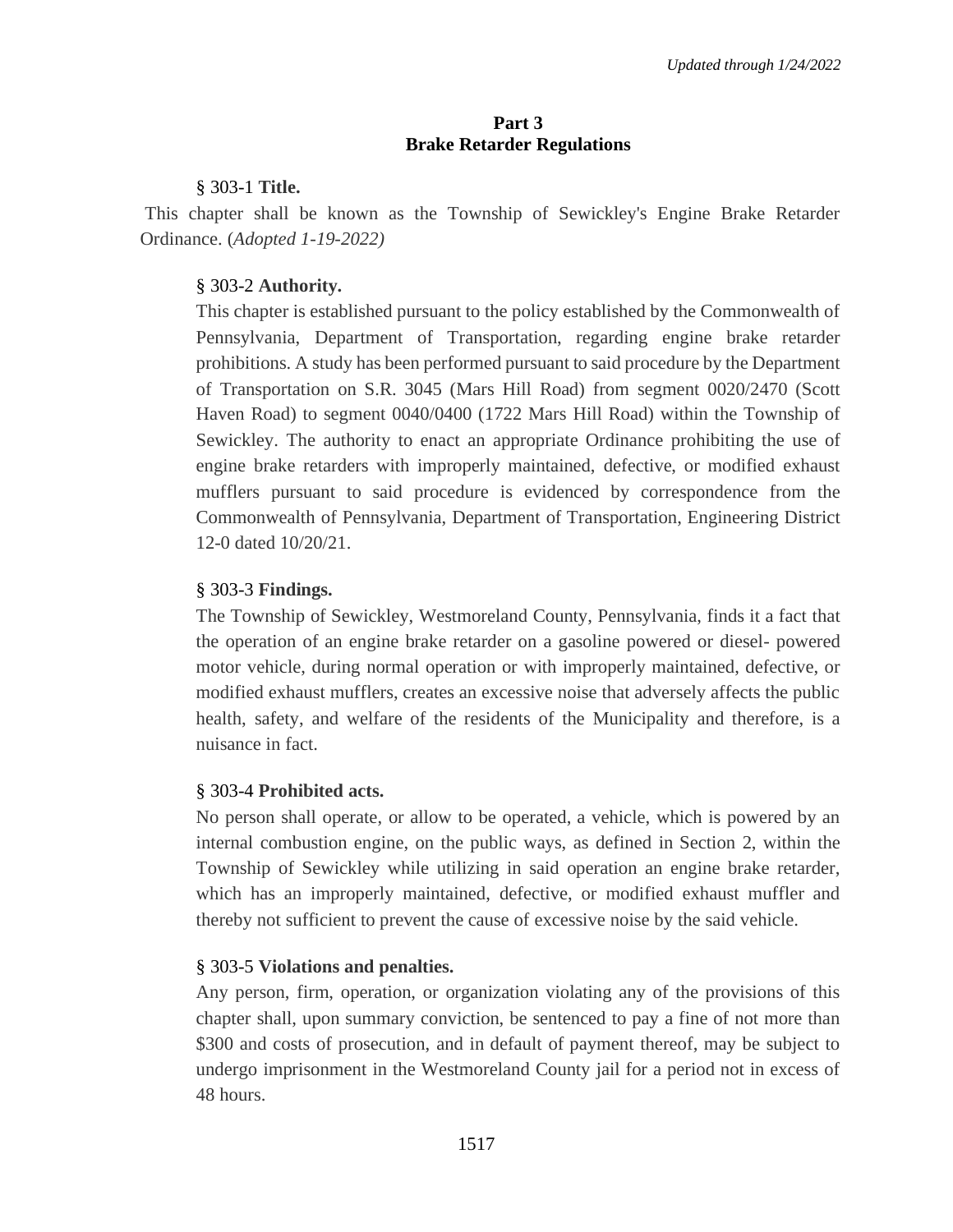# Part 3
# Brake Retarder Regulations

§ 303-1 **Title.**

This chapter shall be known as the Township of Sewickley's Engine Brake Retarder Ordinance. (*Adopted 1-19-2022)*

§ 303-2 **Authority.**

This chapter is established pursuant to the policy established by the Commonwealth of Pennsylvania, Department of Transportation, regarding engine brake retarder prohibitions. A study has been performed pursuant to said procedure by the Department of Transportation on S.R. 3045 (Mars Hill Road) from segment 0020/2470 (Scott Haven Road) to segment 0040/0400 (1722 Mars Hill Road) within the Township of Sewickley. The authority to enact an appropriate Ordinance prohibiting the use of engine brake retarders with improperly maintained, defective, or modified exhaust mufflers pursuant to said procedure is evidenced by correspondence from the Commonwealth of Pennsylvania, Department of Transportation, Engineering District 12-0 dated 10/20/21.

§ 303-3 **Findings.**

The Township of Sewickley, Westmoreland County, Pennsylvania, finds it a fact that the operation of an engine brake retarder on a gasoline powered or diesel- powered motor vehicle, during normal operation or with improperly maintained, defective, or modified exhaust mufflers, creates an excessive noise that adversely affects the public health, safety, and welfare of the residents of the Municipality and therefore, is a nuisance in fact.

§ 303-4 **Prohibited acts.**

No person shall operate, or allow to be operated, a vehicle, which is powered by an internal combustion engine, on the public ways, as defined in Section 2, within the Township of Sewickley while utilizing in said operation an engine brake retarder, which has an improperly maintained, defective, or modified exhaust muffler and thereby not sufficient to prevent the cause of excessive noise by the said vehicle.

§ 303-5 **Violations and penalties.**

Any person, firm, operation, or organization violating any of the provisions of this chapter shall, upon summary conviction, be sentenced to pay a fine of not more than $300 and costs of prosecution, and in default of payment thereof, may be subject to undergo imprisonment in the Westmoreland County jail for a period not in excess of 48 hours.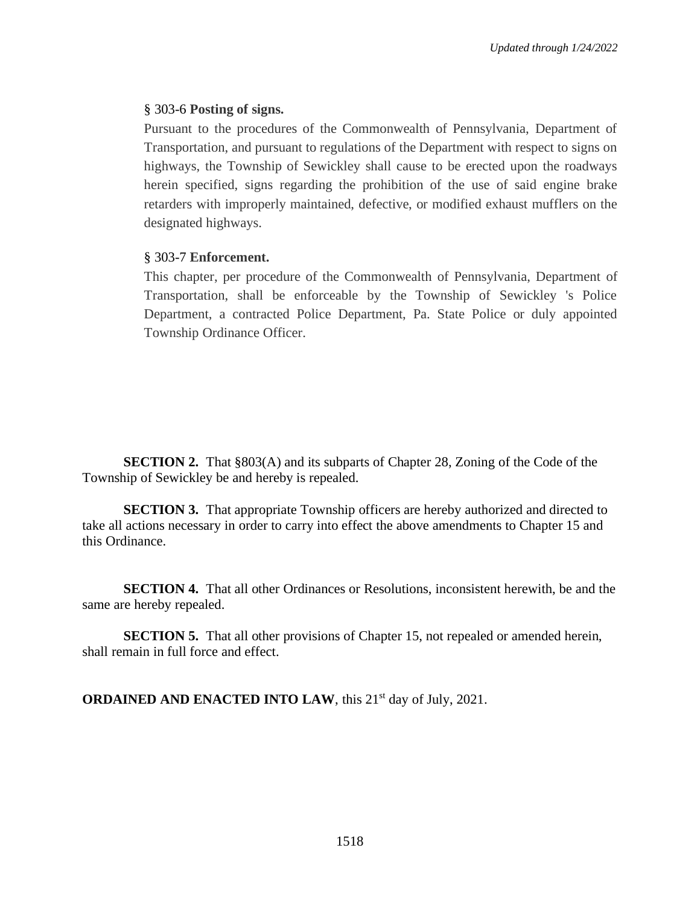§ 303-6 **Posting of signs.**

Pursuant to the procedures of the Commonwealth of Pennsylvania, Department of Transportation, and pursuant to regulations of the Department with respect to signs on highways, the Township of Sewickley shall cause to be erected upon the roadways herein specified, signs regarding the prohibition of the use of said engine brake retarders with improperly maintained, defective, or modified exhaust mufflers on the designated highways.

§ 303-7 **Enforcement.**

This chapter, per procedure of the Commonwealth of Pennsylvania, Department of Transportation, shall be enforceable by the Township of Sewickley 's Police Department, a contracted Police Department, Pa. State Police or duly appointed Township Ordinance Officer.

**SECTION 2.** That §803(A) and its subparts of Chapter 28, Zoning of the Code of the Township of Sewickley be and hereby is repealed.

**SECTION 3.** That appropriate Township officers are hereby authorized and directed to take all actions necessary in order to carry into effect the above amendments to Chapter 15 and this Ordinance.

**SECTION 4.** That all other Ordinances or Resolutions, inconsistent herewith, be and the same are hereby repealed.

**SECTION 5.** That all other provisions of Chapter 15, not repealed or amended herein, shall remain in full force and effect.

**ORDAINED AND ENACTED INTO LAW**, this 21st day of July, 2021.